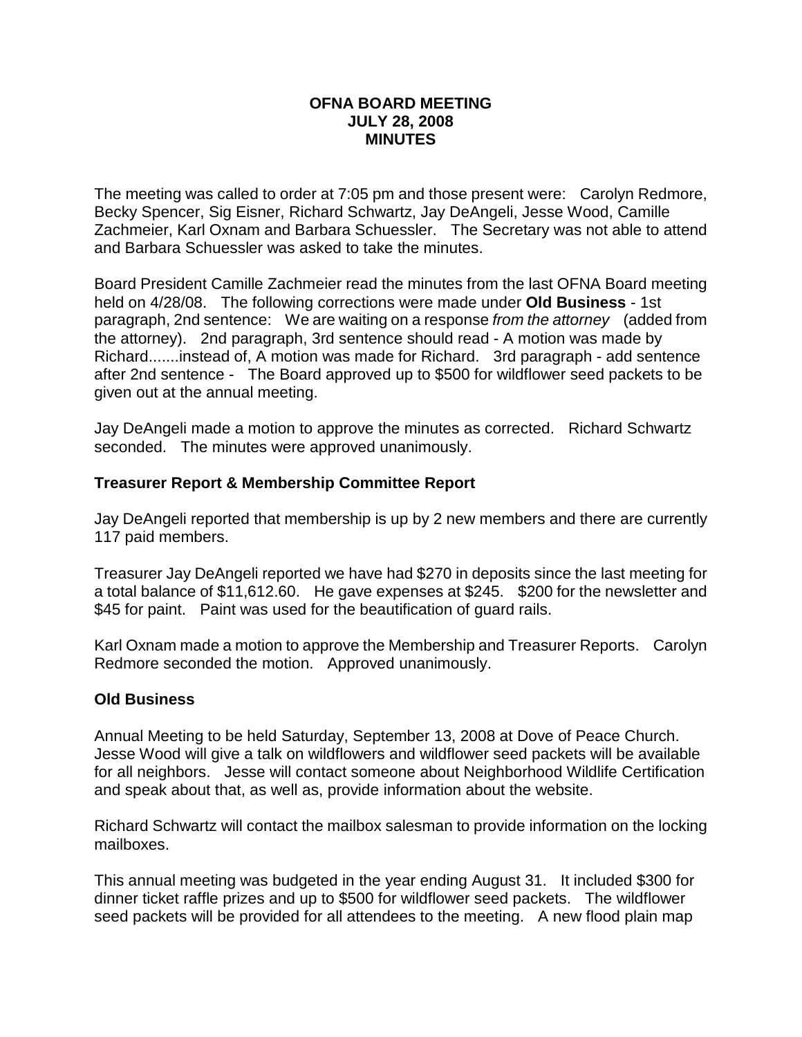**OFNA BOARD MEETING**
**JULY 28, 2008**
**MINUTES**

The meeting was called to order at 7:05 pm and those present were: Carolyn Redmore, Becky Spencer, Sig Eisner, Richard Schwartz, Jay DeAngeli, Jesse Wood, Camille Zachmeier, Karl Oxnam and Barbara Schuessler. The Secretary was not able to attend and Barbara Schuessler was asked to take the minutes.

Board President Camille Zachmeier read the minutes from the last OFNA Board meeting held on 4/28/08. The following corrections were made under **Old Business** - 1st paragraph, 2nd sentence: We are waiting on a response *from the attorney* (added from the attorney). 2nd paragraph, 3rd sentence should read - A motion was made by Richard.......instead of, A motion was made for Richard. 3rd paragraph - add sentence after 2nd sentence - The Board approved up to $500 for wildflower seed packets to be given out at the annual meeting.

Jay DeAngeli made a motion to approve the minutes as corrected. Richard Schwartz seconded. The minutes were approved unanimously.

## Treasurer Report & Membership Committee Report

Jay DeAngeli reported that membership is up by 2 new members and there are currently 117 paid members.

Treasurer Jay DeAngeli reported we have had $270 in deposits since the last meeting for a total balance of $11,612.60. He gave expenses at $245. $200 for the newsletter and $45 for paint. Paint was used for the beautification of guard rails.

Karl Oxnam made a motion to approve the Membership and Treasurer Reports. Carolyn Redmore seconded the motion. Approved unanimously.

## Old Business

Annual Meeting to be held Saturday, September 13, 2008 at Dove of Peace Church. Jesse Wood will give a talk on wildflowers and wildflower seed packets will be available for all neighbors. Jesse will contact someone about Neighborhood Wildlife Certification and speak about that, as well as, provide information about the website.

Richard Schwartz will contact the mailbox salesman to provide information on the locking mailboxes.

This annual meeting was budgeted in the year ending August 31. It included $300 for dinner ticket raffle prizes and up to $500 for wildflower seed packets. The wildflower seed packets will be provided for all attendees to the meeting. A new flood plain map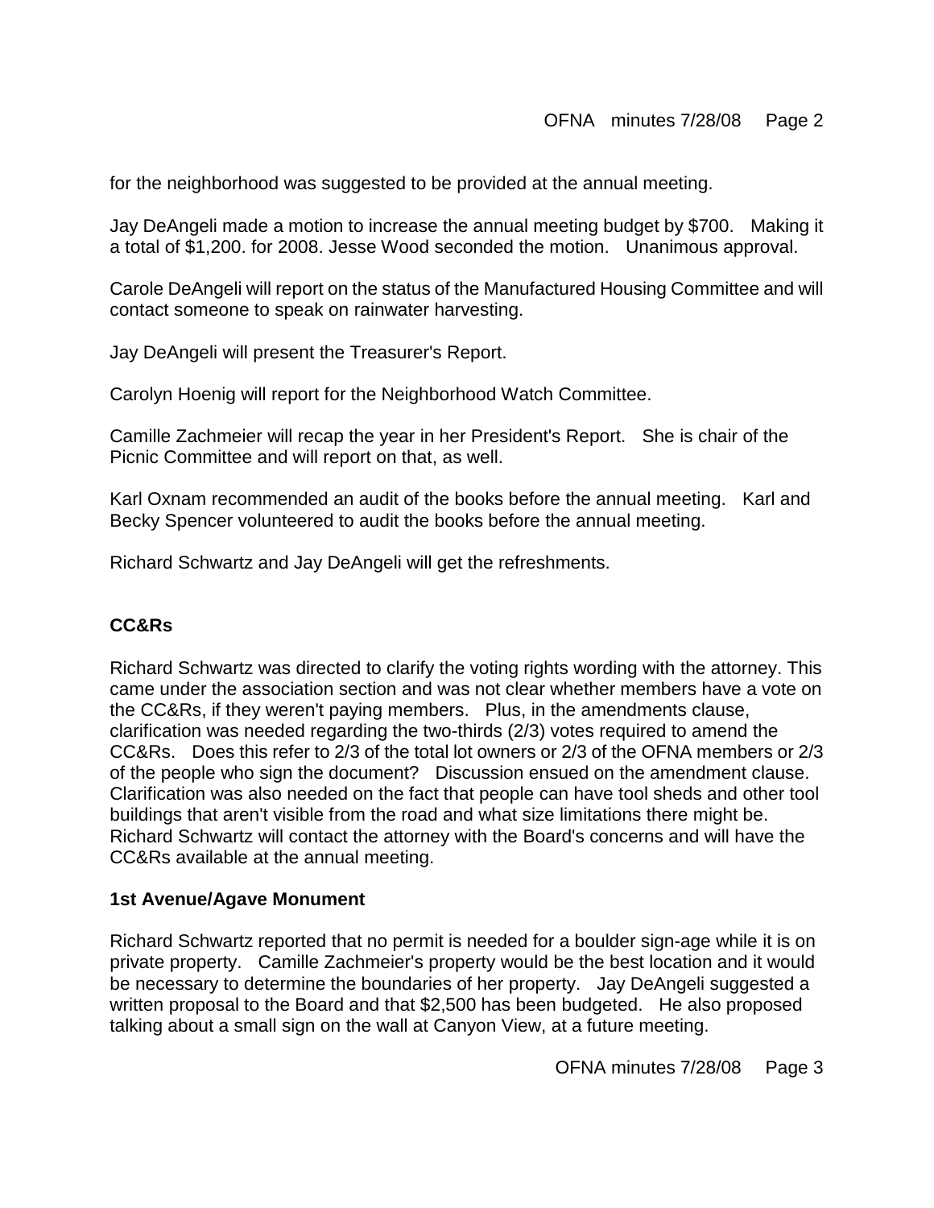for the neighborhood was suggested to be provided at the annual meeting.

Jay DeAngeli made a motion to increase the annual meeting budget by $700. Making it a total of $1,200. for 2008. Jesse Wood seconded the motion. Unanimous approval.

Carole DeAngeli will report on the status of the Manufactured Housing Committee and will contact someone to speak on rainwater harvesting.

Jay DeAngeli will present the Treasurer's Report.

Carolyn Hoenig will report for the Neighborhood Watch Committee.

Camille Zachmeier will recap the year in her President's Report. She is chair of the Picnic Committee and will report on that, as well.

Karl Oxnam recommended an audit of the books before the annual meeting. Karl and Becky Spencer volunteered to audit the books before the annual meeting.

Richard Schwartz and Jay DeAngeli will get the refreshments.

**CC&Rs**

Richard Schwartz was directed to clarify the voting rights wording with the attorney. This came under the association section and was not clear whether members have a vote on the CC&Rs, if they weren't paying members. Plus, in the amendments clause, clarification was needed regarding the two-thirds (2/3) votes required to amend the CC&Rs. Does this refer to 2/3 of the total lot owners or 2/3 of the OFNA members or 2/3 of the people who sign the document? Discussion ensued on the amendment clause. Clarification was also needed on the fact that people can have tool sheds and other tool buildings that aren't visible from the road and what size limitations there might be. Richard Schwartz will contact the attorney with the Board's concerns and will have the CC&Rs available at the annual meeting.

**1st Avenue/Agave Monument**

Richard Schwartz reported that no permit is needed for a boulder sign-age while it is on private property. Camille Zachmeier's property would be the best location and it would be necessary to determine the boundaries of her property. Jay DeAngeli suggested a written proposal to the Board and that $2,500 has been budgeted. He also proposed talking about a small sign on the wall at Canyon View, at a future meeting.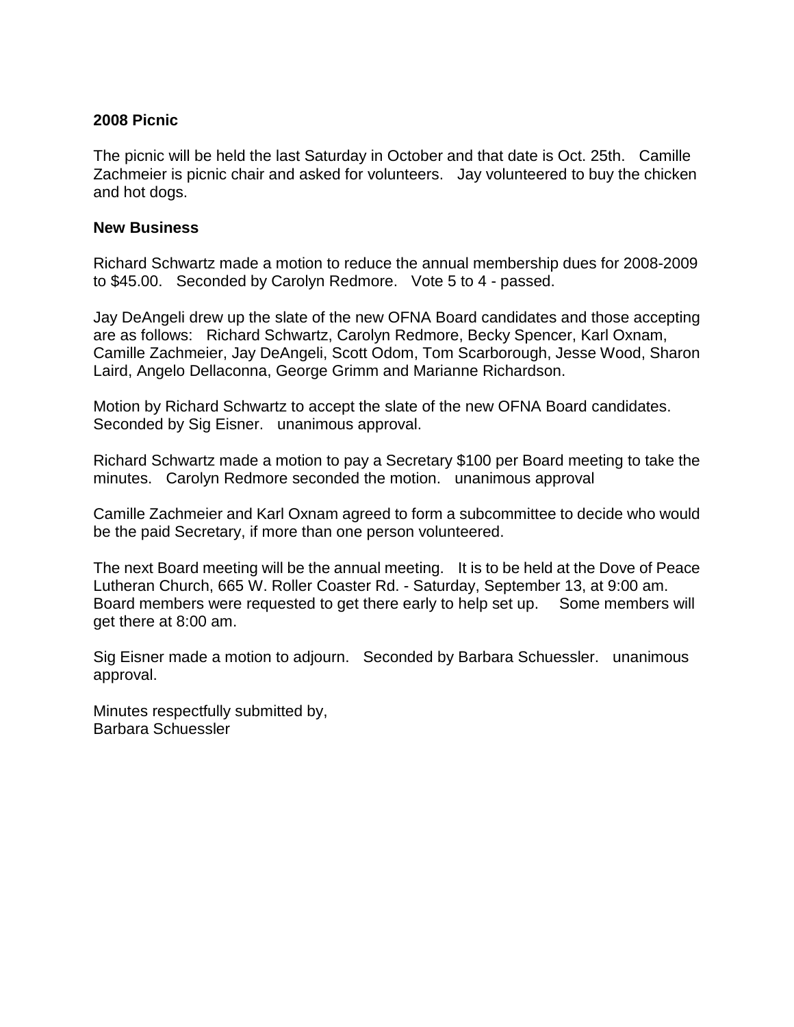**2008 Picnic**

The picnic will be held the last Saturday in October and that date is Oct. 25th. Camille Zachmeier is picnic chair and asked for volunteers. Jay volunteered to buy the chicken and hot dogs.

**New Business**

Richard Schwartz made a motion to reduce the annual membership dues for 2008-2009 to $45.00. Seconded by Carolyn Redmore. Vote 5 to 4 - passed.

Jay DeAngeli drew up the slate of the new OFNA Board candidates and those accepting are as follows: Richard Schwartz, Carolyn Redmore, Becky Spencer, Karl Oxnam, Camille Zachmeier, Jay DeAngeli, Scott Odom, Tom Scarborough, Jesse Wood, Sharon Laird, Angelo Dellaconna, George Grimm and Marianne Richardson.

Motion by Richard Schwartz to accept the slate of the new OFNA Board candidates. Seconded by Sig Eisner. unanimous approval.

Richard Schwartz made a motion to pay a Secretary $100 per Board meeting to take the minutes. Carolyn Redmore seconded the motion. unanimous approval

Camille Zachmeier and Karl Oxnam agreed to form a subcommittee to decide who would be the paid Secretary, if more than one person volunteered.

The next Board meeting will be the annual meeting. It is to be held at the Dove of Peace Lutheran Church, 665 W. Roller Coaster Rd. - Saturday, September 13, at 9:00 am. Board members were requested to get there early to help set up. Some members will get there at 8:00 am.

Sig Eisner made a motion to adjourn. Seconded by Barbara Schuessler. unanimous approval.

Minutes respectfully submitted by,
Barbara Schuessler